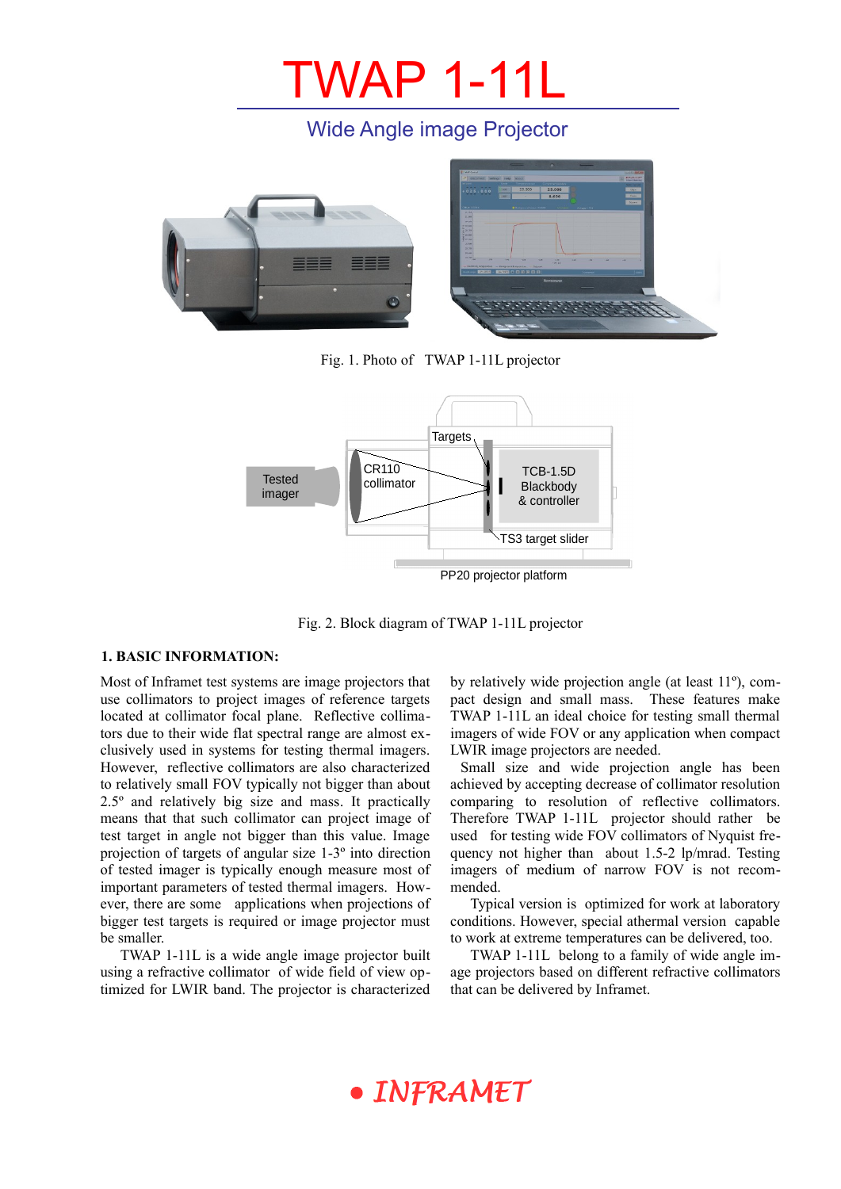# TWAP 1-11L

## Wide Angle image Projector

Fig. 1. Photo of TWAP 1-11L projector

Fig. 2. Block diagram of TWAP 1-11L projector

### 1. BASIC INFORMATION:

Most of Inframet test systems are image projectors that use collimators to project images of reference targets located at collimator focal plane. Reflective collimators due to their wide flat spectral range are almost exclusively used in systems for testing thermal imagers. However, reflective collimators are also characterized to relatively small FOV typically not bigger than about 2.5º and relatively big size and mass. It practically means that that such collimator can project image of test target in angle not bigger than this value. Image projection of targets of angular size 1-3º into direction of tested imager is typically enough measure most of important parameters of tested thermal imagers. However, there are some applications when projections of bigger test targets is required or image projector must be smaller.

TWAP 1-11L is a wide angle image projector built using a refractive collimator of wide field of view optimized for LWIR band. The projector is characterized by relatively wide projection angle (at least 11º), compact design and small mass. These features make TWAP 1-11L an ideal choice for testing small thermal imagers of wide FOV or any application when compact LWIR image projectors are needed.

Small size and wide projection angle has been achieved by accepting decrease of collimator resolution comparing to resolution of reflective collimators. Therefore TWAP 1-11L projector should rather be used for testing wide FOV collimators of Nyquist frequency not higher than about 1.5-2 lp/mrad. Testing imagers of medium of narrow FOV is not recommended.

Typical version is optimized for work at laboratory conditions. However, special athermal version capable to work at extreme temperatures can be delivered, too.

TWAP 1-11L belong to a family of wide angle image projectors based on different refractive collimators that can be delivered by Inframet.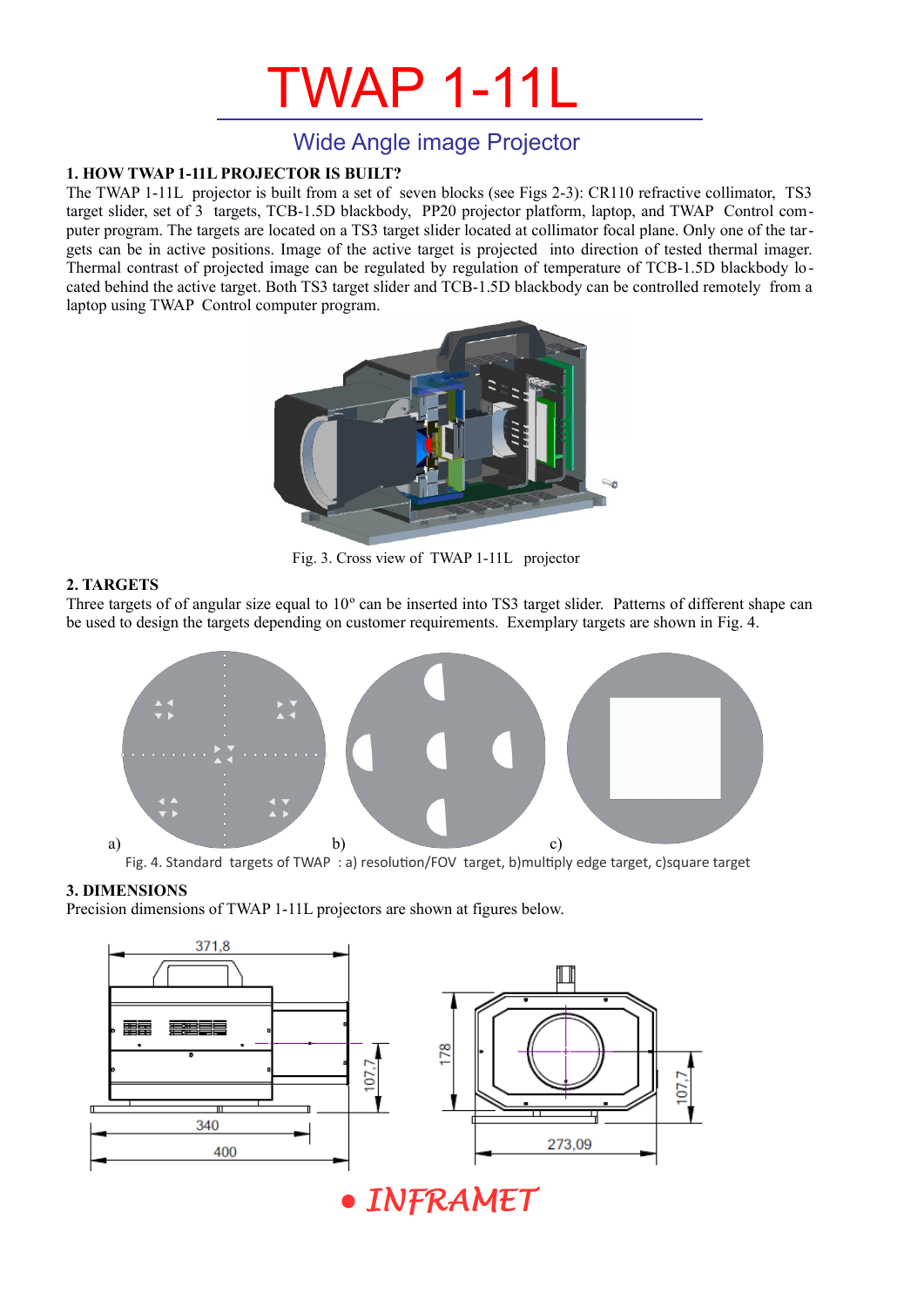# TWAP 1-11L

## Wide Angle image Projector

### 1. HOW TWAP 1-11L PROJECTOR IS BUILT?

The TWAP 1-11L projector is built from a set of seven blocks (see Figs 2-3): CR110 refractive collimator, TS3 target slider, set of 3 targets, TCB-1.5D blackbody, PP20 projector platform, laptop, and TWAP Control computer program. The targets are located on a TS3 target slider located at collimator focal plane. Only one of the targets can be in active positions. Image of the active target is projected into direction of tested thermal imager. Thermal contrast of projected image can be regulated by regulation of temperature of TCB-1.5D blackbody located behind the active target. Both TS3 target slider and TCB-1.5D blackbody can be controlled remotely from a laptop using TWAP Control computer program.

Fig. 3. Cross view of TWAP 1-11L projector

### 2. TARGETS

Three targets of of angular size equal to 10° can be inserted into TS3 target slider. Patterns of different shape can be used to design the targets depending on customer requirements. Exemplary targets are shown in Fig. 4.

a) b) c)

Fig. 4. Standard targets of TWAP : a) resolution/FOV target, b)multiply edge target, c)square target

### 3. DIMENSIONS

Precision dimensions of TWAP 1-11L projectors are shown at figures below.

371,8 | 107,7 | 340 | 400 | 178 | 107,7 | 273,09

INFRAMET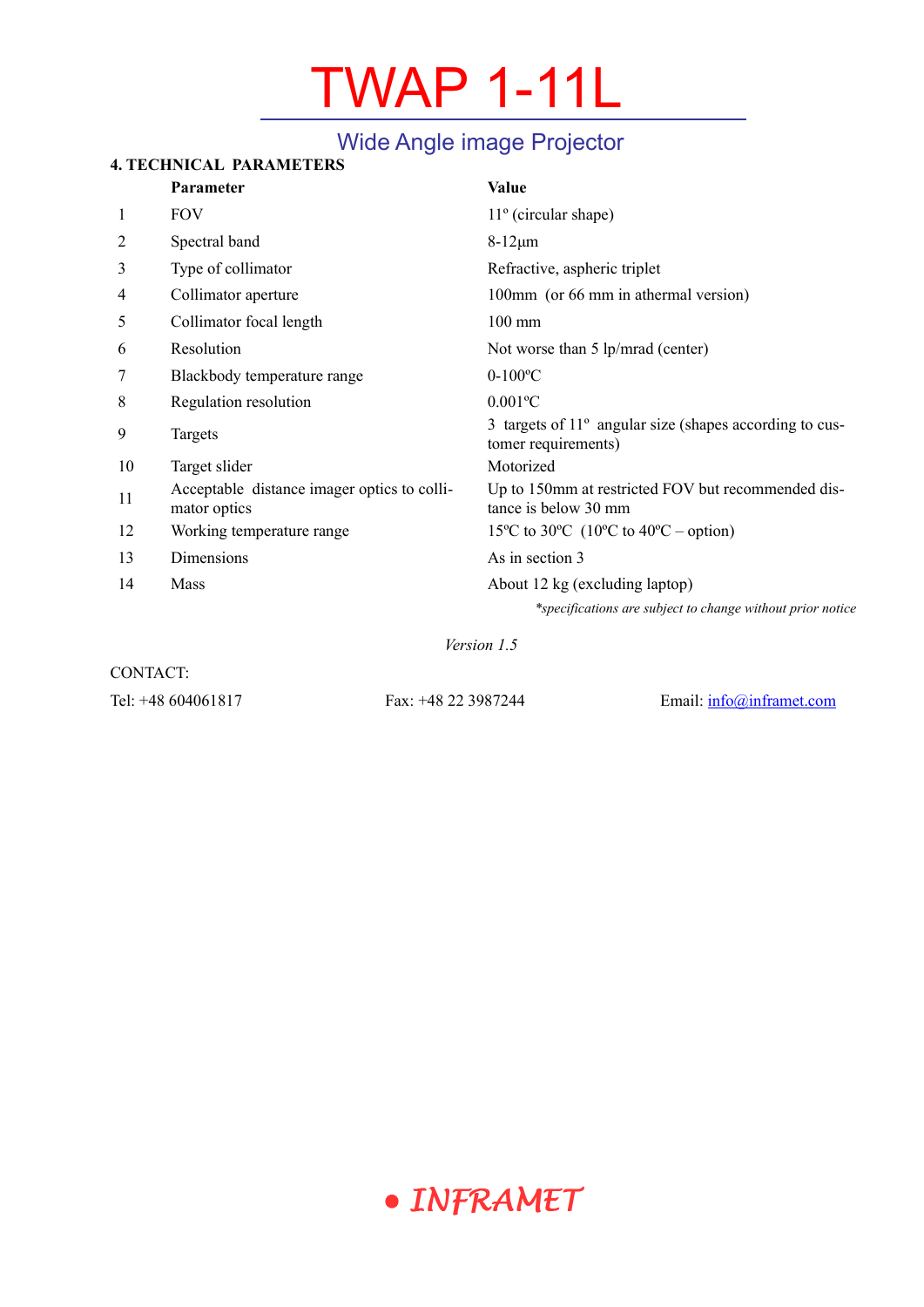# TWAP 1-11L

## Wide Angle image Projector

### 4. TECHNICAL PARAMETERS

| | Parameter | Value |
|---|---|---|
| 1 | FOV | 11º (circular shape) |
| 2 | Spectral band | 8-12µm |
| 3 | Type of collimator | Refractive, aspheric triplet |
| 4 | Collimator aperture | 100mm (or 66 mm in athermal version) |
| 5 | Collimator focal length | 100 mm |
| 6 | Resolution | Not worse than 5 lp/mrad (center) |
| 7 | Blackbody temperature range | 0-100ºC |
| 8 | Regulation resolution | 0.001ºC |
| 9 | Targets | 3 targets of 11º angular size (shapes according to customer requirements) |
| 10 | Target slider | Motorized |
| 11 | Acceptable distance imager optics to collimator optics | Up to 150mm at restricted FOV but recommended distance is below 30 mm |
| 12 | Working temperature range | 15ºC to 30ºC (10ºC to 40ºC – option) |
| 13 | Dimensions | As in section 3 |
| 14 | Mass | About 12 kg (excluding laptop) |

*\*specifications are subject to change without prior notice*

*Version 1.5*

CONTACT:

Tel: +48 604061817 Fax: +48 22 3987244 Email: info@inframet.com

INFRAMET